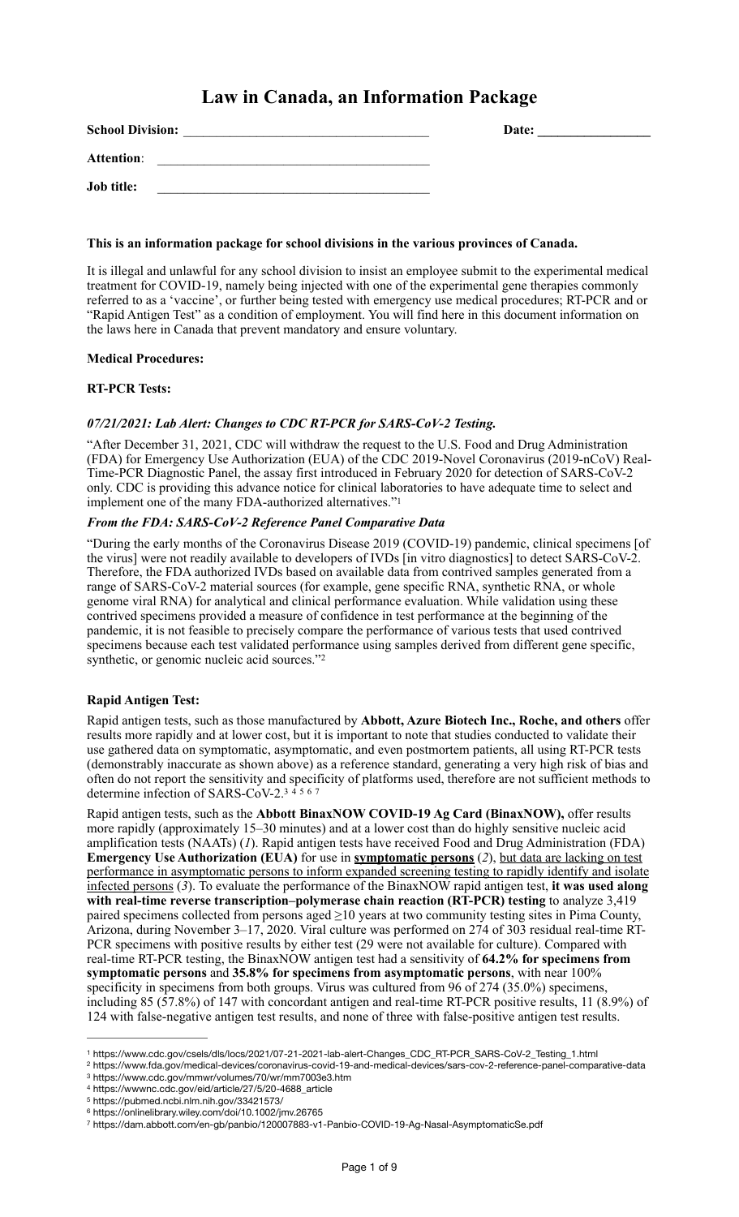# Law in Canada, an Information Package

**School Division:** ______________________________________ **Date:** _________________

**Attention**: ______________________________________

**Job title:** ______________________________________

**This is an information package for school divisions in the various provinces of Canada.**

It is illegal and unlawful for any school division to insist an employee submit to the experimental medical treatment for COVID-19, namely being injected with one of the experimental gene therapies commonly referred to as a 'vaccine', or further being tested with emergency use medical procedures; RT-PCR and or "Rapid Antigen Test" as a condition of employment. You will find here in this document information on the laws here in Canada that prevent mandatory and ensure voluntary.

**Medical Procedures:**

**RT-PCR Tests:**

***07/21/2021: Lab Alert: Changes to CDC RT-PCR for SARS-CoV-2 Testing.***

"After December 31, 2021, CDC will withdraw the request to the U.S. Food and Drug Administration (FDA) for Emergency Use Authorization (EUA) of the CDC 2019-Novel Coronavirus (2019-nCoV) Real-Time-PCR Diagnostic Panel, the assay first introduced in February 2020 for detection of SARS-CoV-2 only. CDC is providing this advance notice for clinical laboratories to have adequate time to select and implement one of the many FDA-authorized alternatives."[1]

***From the FDA: SARS-CoV-2 Reference Panel Comparative Data***

"During the early months of the Coronavirus Disease 2019 (COVID-19) pandemic, clinical specimens [of the virus] were not readily available to developers of IVDs [in vitro diagnostics] to detect SARS-CoV-2. Therefore, the FDA authorized IVDs based on available data from contrived samples generated from a range of SARS-CoV-2 material sources (for example, gene specific RNA, synthetic RNA, or whole genome viral RNA) for analytical and clinical performance evaluation. While validation using these contrived specimens provided a measure of confidence in test performance at the beginning of the pandemic, it is not feasible to precisely compare the performance of various tests that used contrived specimens because each test validated performance using samples derived from different gene specific, synthetic, or genomic nucleic acid sources."[2]

**Rapid Antigen Test:**

Rapid antigen tests, such as those manufactured by **Abbott, Azure Biotech Inc., Roche, and others** offer results more rapidly and at lower cost, but it is important to note that studies conducted to validate their use gathered data on symptomatic, asymptomatic, and even postmortem patients, all using RT-PCR tests (demonstrably inaccurate as shown above) as a reference standard, generating a very high risk of bias and often do not report the sensitivity and specificity of platforms used, therefore are not sufficient methods to determine infection of SARS-CoV-2.[3] [4] [5] [6] [7]

Rapid antigen tests, such as the **Abbott BinaxNOW COVID-19 Ag Card (BinaxNOW),** offer results more rapidly (approximately 15–30 minutes) and at a lower cost than do highly sensitive nucleic acid amplification tests (NAATs) (*1*). Rapid antigen tests have received Food and Drug Administration (FDA) **Emergency Use Authorization (EUA)** for use in **<u>symptomatic persons</u>** (*2*), <u>but data are lacking on test performance in asymptomatic persons to inform expanded screening testing to rapidly identify and isolate infected persons</u> (*3*). To evaluate the performance of the BinaxNOW rapid antigen test, **it was used along with real-time reverse transcription–polymerase chain reaction (RT-PCR) testing** to analyze 3,419 paired specimens collected from persons aged ≥10 years at two community testing sites in Pima County, Arizona, during November 3–17, 2020. Viral culture was performed on 274 of 303 residual real-time RT-PCR specimens with positive results by either test (29 were not available for culture). Compared with real-time RT-PCR testing, the BinaxNOW antigen test had a sensitivity of **64.2% for specimens from symptomatic persons** and **35.8% for specimens from asymptomatic persons**, with near 100% specificity in specimens from both groups. Virus was cultured from 96 of 274 (35.0%) specimens, including 85 (57.8%) of 147 with concordant antigen and real-time RT-PCR positive results, 11 (8.9%) of 124 with false-negative antigen test results, and none of three with false-positive antigen test results.

---

[1] https://www.cdc.gov/csels/dls/locs/2021/07-21-2021-lab-alert-Changes_CDC_RT-PCR_SARS-CoV-2_Testing_1.html
[2] https://www.fda.gov/medical-devices/coronavirus-covid-19-and-medical-devices/sars-cov-2-reference-panel-comparative-data
[3] https://www.cdc.gov/mmwr/volumes/70/wr/mm7003e3.htm
[4] https://wwwnc.cdc.gov/eid/article/27/5/20-4688_article
[5] https://pubmed.ncbi.nlm.nih.gov/33421573/
[6] https://onlinelibrary.wiley.com/doi/10.1002/jmv.26765
[7] https://dam.abbott.com/en-gb/panbio/120007883-v1-Panbio-COVID-19-Ag-Nasal-AsymptomaticSe.pdf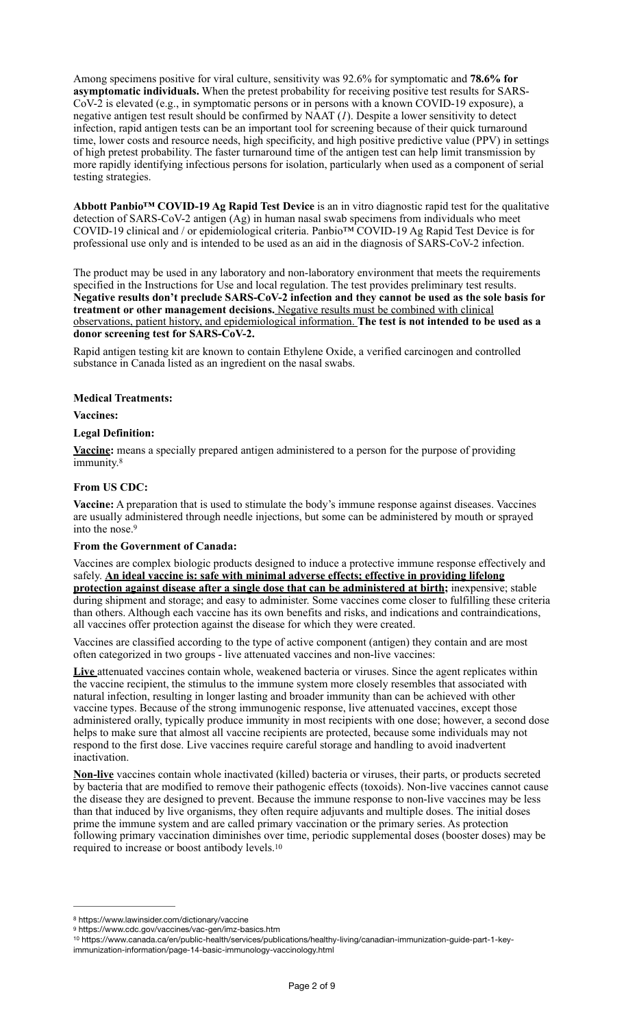Among specimens positive for viral culture, sensitivity was 92.6% for symptomatic and **78.6% for asymptomatic individuals.** When the pretest probability for receiving positive test results for SARS-CoV-2 is elevated (e.g., in symptomatic persons or in persons with a known COVID-19 exposure), a negative antigen test result should be confirmed by NAAT (*1*). Despite a lower sensitivity to detect infection, rapid antigen tests can be an important tool for screening because of their quick turnaround time, lower costs and resource needs, high specificity, and high positive predictive value (PPV) in settings of high pretest probability. The faster turnaround time of the antigen test can help limit transmission by more rapidly identifying infectious persons for isolation, particularly when used as a component of serial testing strategies.

**Abbott Panbio™ COVID-19 Ag Rapid Test Device** is an in vitro diagnostic rapid test for the qualitative detection of SARS-CoV-2 antigen (Ag) in human nasal swab specimens from individuals who meet COVID-19 clinical and / or epidemiological criteria. Panbio™ COVID-19 Ag Rapid Test Device is for professional use only and is intended to be used as an aid in the diagnosis of SARS-CoV-2 infection.

The product may be used in any laboratory and non-laboratory environment that meets the requirements specified in the Instructions for Use and local regulation. The test provides preliminary test results. **Negative results don't preclude SARS-CoV-2 infection and they cannot be used as the sole basis for treatment or other management decisions.** <u>Negative results must be combined with clinical observations, patient history, and epidemiological information.</u> **The test is not intended to be used as a donor screening test for SARS-CoV-2.**

Rapid antigen testing kit are known to contain Ethylene Oxide, a verified carcinogen and controlled substance in Canada listed as an ingredient on the nasal swabs.

**Medical Treatments:**

**Vaccines:**

**Legal Definition:**

**<u>Vaccine</u>:** means a specially prepared antigen administered to a person for the purpose of providing immunity.[8]

**From US CDC:**

**Vaccine:** A preparation that is used to stimulate the body's immune response against diseases. Vaccines are usually administered through needle injections, but some can be administered by mouth or sprayed into the nose.[9]

**From the Government of Canada:**

Vaccines are complex biologic products designed to induce a protective immune response effectively and safely. **<u>An ideal vaccine is: safe with minimal adverse effects; effective in providing lifelong protection against disease after a single dose that can be administered at birth;</u>** inexpensive; stable during shipment and storage; and easy to administer. Some vaccines come closer to fulfilling these criteria than others. Although each vaccine has its own benefits and risks, and indications and contraindications, all vaccines offer protection against the disease for which they were created.

Vaccines are classified according to the type of active component (antigen) they contain and are most often categorized in two groups - live attenuated vaccines and non-live vaccines:

**<u>Live</u>** attenuated vaccines contain whole, weakened bacteria or viruses. Since the agent replicates within the vaccine recipient, the stimulus to the immune system more closely resembles that associated with natural infection, resulting in longer lasting and broader immunity than can be achieved with other vaccine types. Because of the strong immunogenic response, live attenuated vaccines, except those administered orally, typically produce immunity in most recipients with one dose; however, a second dose helps to make sure that almost all vaccine recipients are protected, because some individuals may not respond to the first dose. Live vaccines require careful storage and handling to avoid inadvertent inactivation.

**<u>Non-live</u>** vaccines contain whole inactivated (killed) bacteria or viruses, their parts, or products secreted by bacteria that are modified to remove their pathogenic effects (toxoids). Non-live vaccines cannot cause the disease they are designed to prevent. Because the immune response to non-live vaccines may be less than that induced by live organisms, they often require adjuvants and multiple doses. The initial doses prime the immune system and are called primary vaccination or the primary series. As protection following primary vaccination diminishes over time, periodic supplemental doses (booster doses) may be required to increase or boost antibody levels.[10]

---

[8] https://www.lawinsider.com/dictionary/vaccine

[9] https://www.cdc.gov/vaccines/vac-gen/imz-basics.htm

[10] https://www.canada.ca/en/public-health/services/publications/healthy-living/canadian-immunization-guide-part-1-key-immunization-information/page-14-basic-immunology-vaccinology.html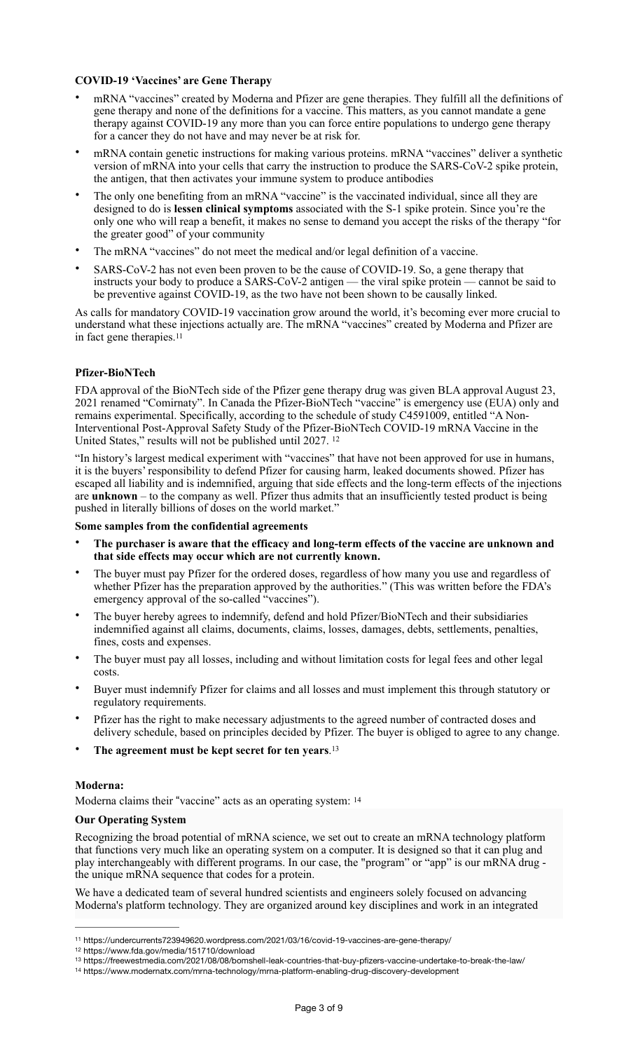**COVID-19 'Vaccines' are Gene Therapy**

- mRNA "vaccines" created by Moderna and Pfizer are gene therapies. They fulfill all the definitions of gene therapy and none of the definitions for a vaccine. This matters, as you cannot mandate a gene therapy against COVID-19 any more than you can force entire populations to undergo gene therapy for a cancer they do not have and may never be at risk for.
- mRNA contain genetic instructions for making various proteins. mRNA "vaccines" deliver a synthetic version of mRNA into your cells that carry the instruction to produce the SARS-CoV-2 spike protein, the antigen, that then activates your immune system to produce antibodies
- The only one benefiting from an mRNA "vaccine" is the vaccinated individual, since all they are designed to do is **lessen clinical symptoms** associated with the S-1 spike protein. Since you're the only one who will reap a benefit, it makes no sense to demand you accept the risks of the therapy "for the greater good" of your community
- The mRNA "vaccines" do not meet the medical and/or legal definition of a vaccine.
- SARS-CoV-2 has not even been proven to be the cause of COVID-19. So, a gene therapy that instructs your body to produce a SARS-CoV-2 antigen — the viral spike protein — cannot be said to be preventive against COVID-19, as the two have not been shown to be causally linked.

As calls for mandatory COVID-19 vaccination grow around the world, it's becoming ever more crucial to understand what these injections actually are. The mRNA "vaccines" created by Moderna and Pfizer are in fact gene therapies.[11]

**Pfizer-BioNTech**

FDA approval of the BioNTech side of the Pfizer gene therapy drug was given BLA approval August 23, 2021 renamed "Comirnaty". In Canada the Pfizer-BioNTech "vaccine" is emergency use (EUA) only and remains experimental. Specifically, according to the schedule of study C4591009, entitled "A Non-Interventional Post-Approval Safety Study of the Pfizer-BioNTech COVID-19 mRNA Vaccine in the United States," results will not be published until 2027. [12]

"In history's largest medical experiment with "vaccines" that have not been approved for use in humans, it is the buyers' responsibility to defend Pfizer for causing harm, leaked documents showed. Pfizer has escaped all liability and is indemnified, arguing that side effects and the long-term effects of the injections are **unknown** – to the company as well. Pfizer thus admits that an insufficiently tested product is being pushed in literally billions of doses on the world market."

**Some samples from the confidential agreements**

- **The purchaser is aware that the efficacy and long-term effects of the vaccine are unknown and that side effects may occur which are not currently known.**
- The buyer must pay Pfizer for the ordered doses, regardless of how many you use and regardless of whether Pfizer has the preparation approved by the authorities." (This was written before the FDA's emergency approval of the so-called "vaccines").
- The buyer hereby agrees to indemnify, defend and hold Pfizer/BioNTech and their subsidiaries indemnified against all claims, documents, claims, losses, damages, debts, settlements, penalties, fines, costs and expenses.
- The buyer must pay all losses, including and without limitation costs for legal fees and other legal costs.
- Buyer must indemnify Pfizer for claims and all losses and must implement this through statutory or regulatory requirements.
- Pfizer has the right to make necessary adjustments to the agreed number of contracted doses and delivery schedule, based on principles decided by Pfizer. The buyer is obliged to agree to any change.
- **The agreement must be kept secret for ten years**.[13]

**Moderna:**

Moderna claims their "vaccine" acts as an operating system: [14]

**Our Operating System**

Recognizing the broad potential of mRNA science, we set out to create an mRNA technology platform that functions very much like an operating system on a computer. It is designed so that it can plug and play interchangeably with different programs. In our case, the "program" or "app" is our mRNA drug - the unique mRNA sequence that codes for a protein.

We have a dedicated team of several hundred scientists and engineers solely focused on advancing Moderna's platform technology. They are organized around key disciplines and work in an integrated

---

[11] https://undercurrents723949620.wordpress.com/2021/03/16/covid-19-vaccines-are-gene-therapy/

[12] https://www.fda.gov/media/151710/download

[13] https://freewestmedia.com/2021/08/08/bomshell-leak-countries-that-buy-pfizers-vaccine-undertake-to-break-the-law/

[14] https://www.modernatx.com/mrna-technology/mrna-platform-enabling-drug-discovery-development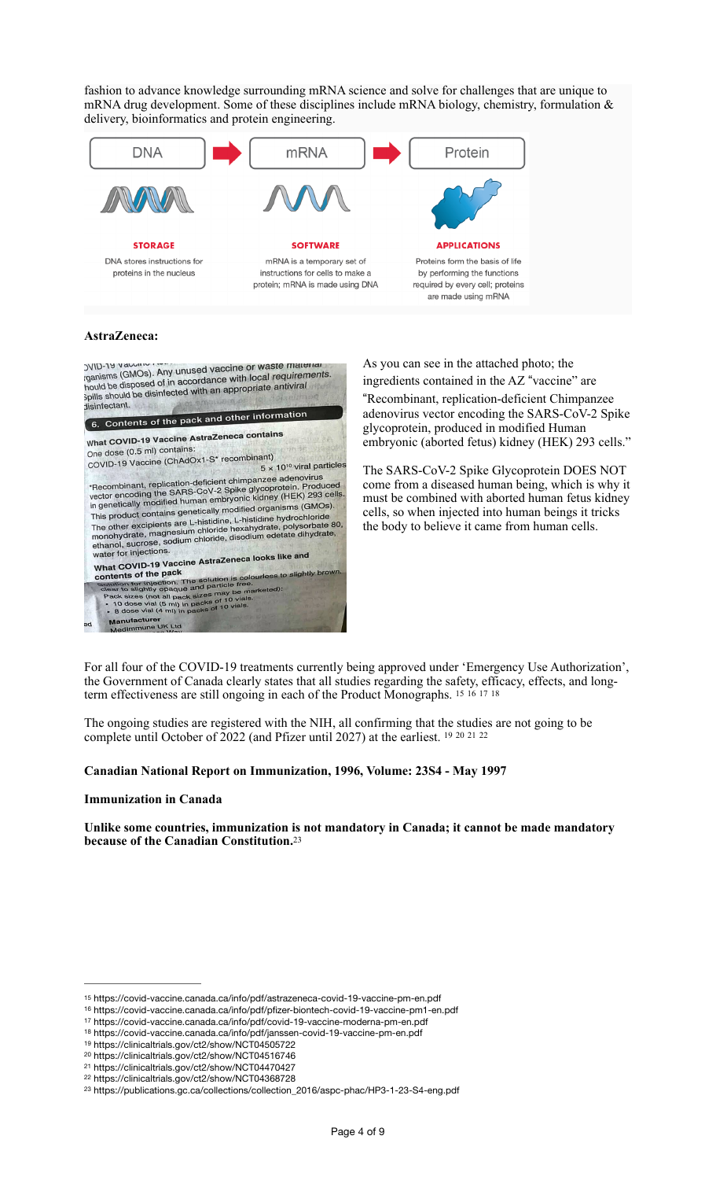fashion to advance knowledge surrounding mRNA science and solve for challenges that are unique to mRNA drug development. Some of these disciplines include mRNA biology, chemistry, formulation & delivery, bioinformatics and protein engineering.

DNA → mRNA → Protein

**STORAGE**
DNA stores instructions for proteins in the nucleus

**SOFTWARE**
mRNA is a temporary set of instructions for cells to make a protein; mRNA is made using DNA

**APPLICATIONS**
Proteins form the basis of life by performing the functions required by every cell; proteins are made using mRNA

**AstraZeneca:**

OVID-19 Vaccine ... Any unused vaccine or waste material ... rganisms (GMOs). Any unused vaccine or waste material hould be disposed of in accordance with local requirements. Spills should be disinfected with an appropriate antiviral disinfectant.

**6. Contents of the pack and other information**

**What COVID-19 Vaccine AstraZeneca contains**

One dose (0.5 ml) contains:
COVID-19 Vaccine (ChAdOx1-S* recombinant) $5 \times 10^{10}$ viral particles

*Recombinant, replication-deficient chimpanzee adenovirus vector encoding the SARS-CoV-2 Spike glycoprotein. Produced in genetically modified human embryonic kidney (HEK) 293 cells.

This product contains genetically modified organisms (GMOs).

The other excipients are L-histidine, L-histidine hydrochloride monohydrate, magnesium chloride hexahydrate, polysorbate 80, ethanol, sucrose, sodium chloride, disodium edetate dihydrate, water for injections.

**What COVID-19 Vaccine AstraZeneca looks like and contents of the pack**

Solution for injection. The solution is colourless to slightly brown, clear to slightly opaque and particle free.
Pack sizes (not all pack sizes may be marketed):
- 10 dose vial (5 ml) in packs of 10 vials.
- 8 dose vial (4 ml) in packs of 10 vials.

**Manufacturer**
MedImmune UK Ltd

As you can see in the attached photo; the ingredients contained in the AZ "vaccine" are "Recombinant, replication-deficient Chimpanzee adenovirus vector encoding the SARS-CoV-2 Spike glycoprotein, produced in modified Human embryonic (aborted fetus) kidney (HEK) 293 cells."

The SARS-CoV-2 Spike Glycoprotein DOES NOT come from a diseased human being, which is why it must be combined with aborted human fetus kidney cells, so when injected into human beings it tricks the body to believe it came from human cells.

For all four of the COVID-19 treatments currently being approved under 'Emergency Use Authorization', the Government of Canada clearly states that all studies regarding the safety, efficacy, effects, and long-term effectiveness are still ongoing in each of the Product Monographs. [15] [16] [17] [18]

The ongoing studies are registered with the NIH, all confirming that the studies are not going to be complete until October of 2022 (and Pfizer until 2027) at the earliest. [19] [20] [21] [22]

**Canadian National Report on Immunization, 1996, Volume: 23S4 - May 1997**

**Immunization in Canada**

**Unlike some countries, immunization is not mandatory in Canada; it cannot be made mandatory because of the Canadian Constitution.**[23]

---

15 https://covid-vaccine.canada.ca/info/pdf/astrazeneca-covid-19-vaccine-pm-en.pdf
16 https://covid-vaccine.canada.ca/info/pdf/pfizer-biontech-covid-19-vaccine-pm1-en.pdf
17 https://covid-vaccine.canada.ca/info/pdf/covid-19-vaccine-moderna-pm-en.pdf
18 https://covid-vaccine.canada.ca/info/pdf/janssen-covid-19-vaccine-pm-en.pdf
19 https://clinicaltrials.gov/ct2/show/NCT04505722
20 https://clinicaltrials.gov/ct2/show/NCT04516746
21 https://clinicaltrials.gov/ct2/show/NCT04470427
22 https://clinicaltrials.gov/ct2/show/NCT04368728
23 https://publications.gc.ca/collections/collection_2016/aspc-phac/HP3-1-23-S4-eng.pdf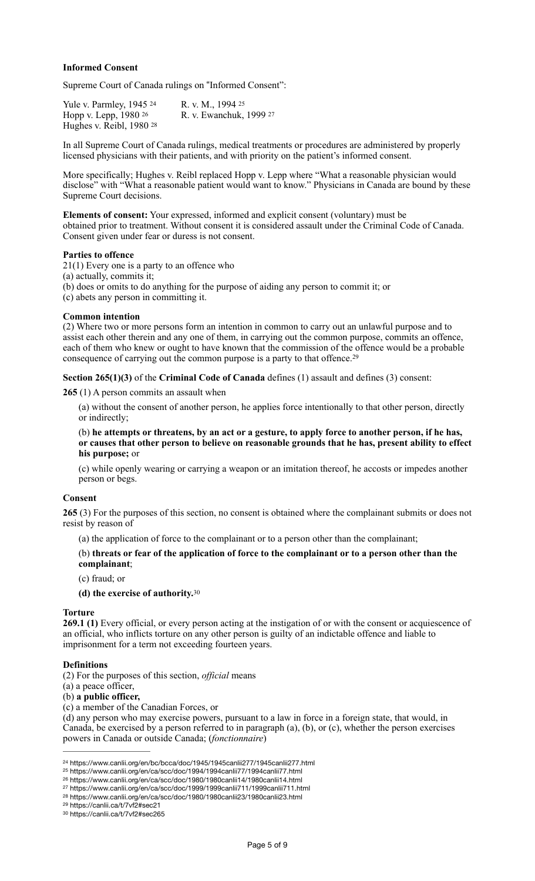**Informed Consent**

Supreme Court of Canada rulings on "Informed Consent":

| | |
|---|---|
| Yule v. Parmley, 1945 [24] | R. v. M., 1994 [25] |
| Hopp v. Lepp, 1980 [26] | R. v. Ewanchuk, 1999 [27] |
| Hughes v. Reibl, 1980 [28] | |

In all Supreme Court of Canada rulings, medical treatments or procedures are administered by properly licensed physicians with their patients, and with priority on the patient's informed consent.

More specifically; Hughes v. Reibl replaced Hopp v. Lepp where "What a reasonable physician would disclose" with "What a reasonable patient would want to know." Physicians in Canada are bound by these Supreme Court decisions.

**Elements of consent:** Your expressed, informed and explicit consent (voluntary) must be obtained prior to treatment. Without consent it is considered assault under the Criminal Code of Canada. Consent given under fear or duress is not consent.

**Parties to offence**

21(1) Every one is a party to an offence who

(a) actually, commits it;

(b) does or omits to do anything for the purpose of aiding any person to commit it; or

(c) abets any person in committing it.

**Common intention**

(2) Where two or more persons form an intention in common to carry out an unlawful purpose and to assist each other therein and any one of them, in carrying out the common purpose, commits an offence, each of them who knew or ought to have known that the commission of the offence would be a probable consequence of carrying out the common purpose is a party to that offence.[29]

**Section 265(1)(3)** of the **Criminal Code of Canada** defines (1) assault and defines (3) consent:

**265** (1) A person commits an assault when

(a) without the consent of another person, he applies force intentionally to that other person, directly or indirectly;

(b) **he attempts or threatens, by an act or a gesture, to apply force to another person, if he has, or causes that other person to believe on reasonable grounds that he has, present ability to effect his purpose;** or

(c) while openly wearing or carrying a weapon or an imitation thereof, he accosts or impedes another person or begs.

**Consent**

**265** (3) For the purposes of this section, no consent is obtained where the complainant submits or does not resist by reason of

(a) the application of force to the complainant or to a person other than the complainant;

(b) **threats or fear of the application of force to the complainant or to a person other than the complainant**;

(c) fraud; or

**(d) the exercise of authority.**[30]

**Torture**

**269.1 (1)** Every official, or every person acting at the instigation of or with the consent or acquiescence of an official, who inflicts torture on any other person is guilty of an indictable offence and liable to imprisonment for a term not exceeding fourteen years.

**Definitions**

(2) For the purposes of this section, *official* means

(a) a peace officer,

(b) **a public officer,**

(c) a member of the Canadian Forces, or

(d) any person who may exercise powers, pursuant to a law in force in a foreign state, that would, in Canada, be exercised by a person referred to in paragraph (a), (b), or (c), whether the person exercises powers in Canada or outside Canada; (*fonctionnaire*)

---

[24] https://www.canlii.org/en/bc/bcca/doc/1945/1945canlii277/1945canlii277.html

[25] https://www.canlii.org/en/ca/scc/doc/1994/1994canlii77/1994canlii77.html

[26] https://www.canlii.org/en/ca/scc/doc/1980/1980canlii14/1980canlii14.html

[27] https://www.canlii.org/en/ca/scc/doc/1999/1999canlii711/1999canlii711.html

[28] https://www.canlii.org/en/ca/scc/doc/1980/1980canlii23/1980canlii23.html

[29] https://canlii.ca/t/7vf2#sec21

[30] https://canlii.ca/t/7vf2#sec265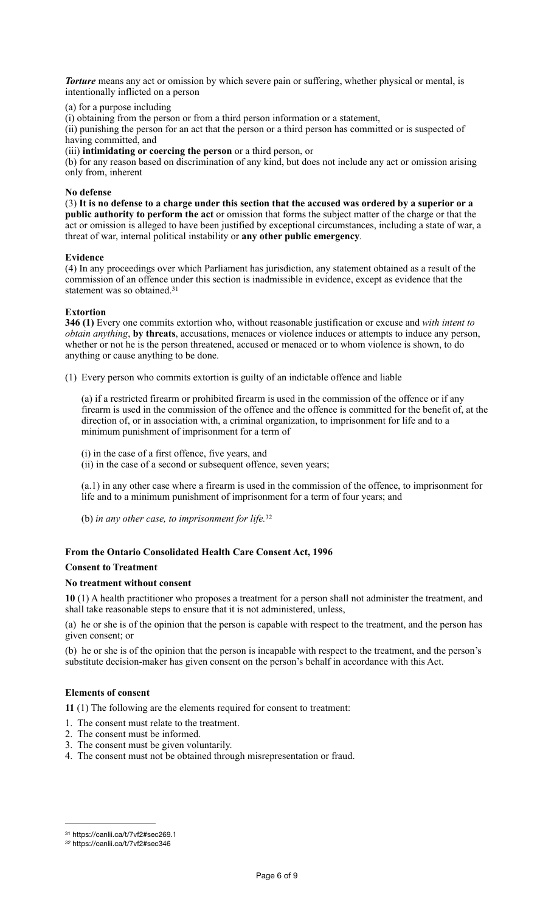***Torture*** means any act or omission by which severe pain or suffering, whether physical or mental, is intentionally inflicted on a person

(a) for a purpose including

(i) obtaining from the person or from a third person information or a statement,

(ii) punishing the person for an act that the person or a third person has committed or is suspected of having committed, and

(iii) **intimidating or coercing the person** or a third person, or

(b) for any reason based on discrimination of any kind, but does not include any act or omission arising only from, inherent

**No defense**

(3) **It is no defense to a charge under this section that the accused was ordered by a superior or a public authority to perform the act** or omission that forms the subject matter of the charge or that the act or omission is alleged to have been justified by exceptional circumstances, including a state of war, a threat of war, internal political instability or **any other public emergency**.

**Evidence**

(4) In any proceedings over which Parliament has jurisdiction, any statement obtained as a result of the commission of an offence under this section is inadmissible in evidence, except as evidence that the statement was so obtained.[31]

**Extortion**

**346 (1)** Every one commits extortion who, without reasonable justification or excuse and *with intent to obtain anything*, **by threats**, accusations, menaces or violence induces or attempts to induce any person, whether or not he is the person threatened, accused or menaced or to whom violence is shown, to do anything or cause anything to be done.

(1) Every person who commits extortion is guilty of an indictable offence and liable

(a) if a restricted firearm or prohibited firearm is used in the commission of the offence or if any firearm is used in the commission of the offence and the offence is committed for the benefit of, at the direction of, or in association with, a criminal organization, to imprisonment for life and to a minimum punishment of imprisonment for a term of

(i) in the case of a first offence, five years, and

(ii) in the case of a second or subsequent offence, seven years;

(a.1) in any other case where a firearm is used in the commission of the offence, to imprisonment for life and to a minimum punishment of imprisonment for a term of four years; and

(b) *in any other case, to imprisonment for life.*[32]

### From the Ontario Consolidated Health Care Consent Act, 1996

#### Consent to Treatment

#### No treatment without consent

**10** (1) A health practitioner who proposes a treatment for a person shall not administer the treatment, and shall take reasonable steps to ensure that it is not administered, unless,

(a) he or she is of the opinion that the person is capable with respect to the treatment, and the person has given consent; or

(b) he or she is of the opinion that the person is incapable with respect to the treatment, and the person's substitute decision-maker has given consent on the person's behalf in accordance with this Act.

#### Elements of consent

**11** (1) The following are the elements required for consent to treatment:

1. The consent must relate to the treatment.
2. The consent must be informed.
3. The consent must be given voluntarily.
4. The consent must not be obtained through misrepresentation or fraud.

---

[31] https://canlii.ca/t/7vf2#sec269.1

[32] https://canlii.ca/t/7vf2#sec346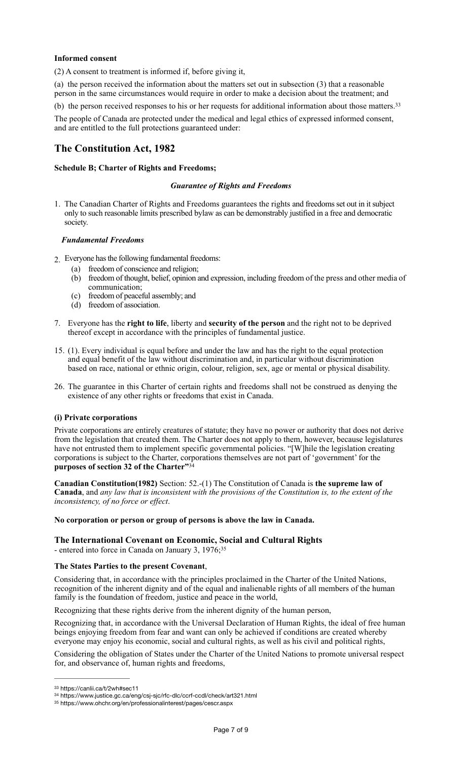**Informed consent**

(2) A consent to treatment is informed if, before giving it,

(a) the person received the information about the matters set out in subsection (3) that a reasonable person in the same circumstances would require in order to make a decision about the treatment; and

(b) the person received responses to his or her requests for additional information about those matters.[33]

The people of Canada are protected under the medical and legal ethics of expressed informed consent, and are entitled to the full protections guaranteed under:

## The Constitution Act, 1982

**Schedule B; Charter of Rights and Freedoms;**

***Guarantee of Rights and Freedoms***

1. The Canadian Charter of Rights and Freedoms guarantees the rights and freedoms set out in it subject only to such reasonable limits prescribed bylaw as can be demonstrably justified in a free and democratic society.

***Fundamental Freedoms***

2. Everyone has the following fundamental freedoms:
   (a) freedom of conscience and religion;
   (b) freedom of thought, belief, opinion and expression, including freedom of the press and other media of communication;
   (c) freedom of peaceful assembly; and
   (d) freedom of association.

7. Everyone has the **right to life**, liberty and **security of the person** and the right not to be deprived thereof except in accordance with the principles of fundamental justice.

15. (1). Every individual is equal before and under the law and has the right to the equal protection and equal benefit of the law without discrimination and, in particular without discrimination based on race, national or ethnic origin, colour, religion, sex, age or mental or physical disability.

26. The guarantee in this Charter of certain rights and freedoms shall not be construed as denying the existence of any other rights or freedoms that exist in Canada.

**(i) Private corporations**

Private corporations are entirely creatures of statute; they have no power or authority that does not derive from the legislation that created them. The Charter does not apply to them, however, because legislatures have not entrusted them to implement specific governmental policies. "[W]hile the legislation creating corporations is subject to the Charter, corporations themselves are not part of 'government' for the **purposes of section 32 of the Charter"**[34]

**Canadian Constitution(1982)** Section: 52.-(1) The Constitution of Canada is **the supreme law of Canada**, and *any law that is inconsistent with the provisions of the Constitution is, to the extent of the inconsistency, of no force or effect*.

**No corporation or person or group of persons is above the law in Canada.**

### The International Covenant on Economic, Social and Cultural Rights

- entered into force in Canada on January 3, 1976;[35]

**The States Parties to the present Covenant**,

Considering that, in accordance with the principles proclaimed in the Charter of the United Nations, recognition of the inherent dignity and of the equal and inalienable rights of all members of the human family is the foundation of freedom, justice and peace in the world,

Recognizing that these rights derive from the inherent dignity of the human person,

Recognizing that, in accordance with the Universal Declaration of Human Rights, the ideal of free human beings enjoying freedom from fear and want can only be achieved if conditions are created whereby everyone may enjoy his economic, social and cultural rights, as well as his civil and political rights,

Considering the obligation of States under the Charter of the United Nations to promote universal respect for, and observance of, human rights and freedoms,

---

[33] https://canlii.ca/t/2wh#sec11

[34] https://www.justice.gc.ca/eng/csj-sjc/rfc-dlc/ccrf-ccdl/check/art321.html

[35] https://www.ohchr.org/en/professionalinterest/pages/cescr.aspx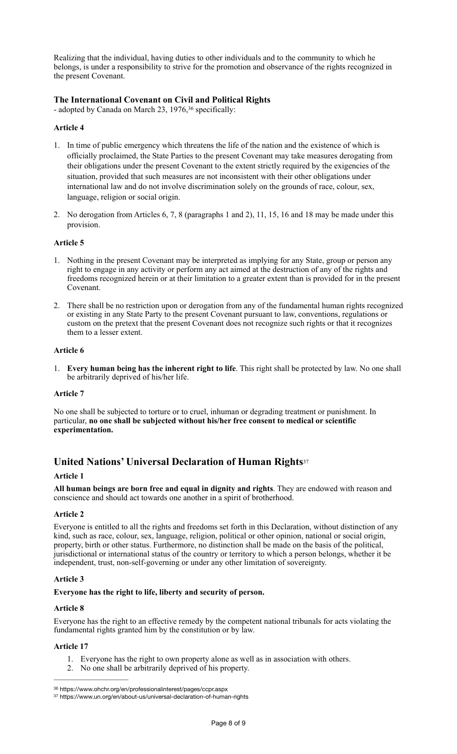Realizing that the individual, having duties to other individuals and to the community to which he belongs, is under a responsibility to strive for the promotion and observance of the rights recognized in the present Covenant.

### The International Covenant on Civil and Political Rights

- adopted by Canada on March 23, 1976,[36] specifically:

#### Article 4

1. In time of public emergency which threatens the life of the nation and the existence of which is officially proclaimed, the State Parties to the present Covenant may take measures derogating from their obligations under the present Covenant to the extent strictly required by the exigencies of the situation, provided that such measures are not inconsistent with their other obligations under international law and do not involve discrimination solely on the grounds of race, colour, sex, language, religion or social origin.

2. No derogation from Articles 6, 7, 8 (paragraphs 1 and 2), 11, 15, 16 and 18 may be made under this provision.

#### Article 5

1. Nothing in the present Covenant may be interpreted as implying for any State, group or person any right to engage in any activity or perform any act aimed at the destruction of any of the rights and freedoms recognized herein or at their limitation to a greater extent than is provided for in the present Covenant.

2. There shall be no restriction upon or derogation from any of the fundamental human rights recognized or existing in any State Party to the present Covenant pursuant to law, conventions, regulations or custom on the pretext that the present Covenant does not recognize such rights or that it recognizes them to a lesser extent.

#### Article 6

1. **Every human being has the inherent right to life**. This right shall be protected by law. No one shall be arbitrarily deprived of his/her life.

#### Article 7

No one shall be subjected to torture or to cruel, inhuman or degrading treatment or punishment. In particular, **no one shall be subjected without his/her free consent to medical or scientific experimentation.**

## United Nations' Universal Declaration of Human Rights[37]

#### Article 1

**All human beings are born free and equal in dignity and rights**. They are endowed with reason and conscience and should act towards one another in a spirit of brotherhood.

#### Article 2

Everyone is entitled to all the rights and freedoms set forth in this Declaration, without distinction of any kind, such as race, colour, sex, language, religion, political or other opinion, national or social origin, property, birth or other status. Furthermore, no distinction shall be made on the basis of the political, jurisdictional or international status of the country or territory to which a person belongs, whether it be independent, trust, non-self-governing or under any other limitation of sovereignty.

#### Article 3

**Everyone has the right to life, liberty and security of person.**

#### Article 8

Everyone has the right to an effective remedy by the competent national tribunals for acts violating the fundamental rights granted him by the constitution or by law.

#### Article 17

1. Everyone has the right to own property alone as well as in association with others.
2. No one shall be arbitrarily deprived of his property.

---

[36] https://www.ohchr.org/en/professionalinterest/pages/ccpr.aspx

[37] https://www.un.org/en/about-us/universal-declaration-of-human-rights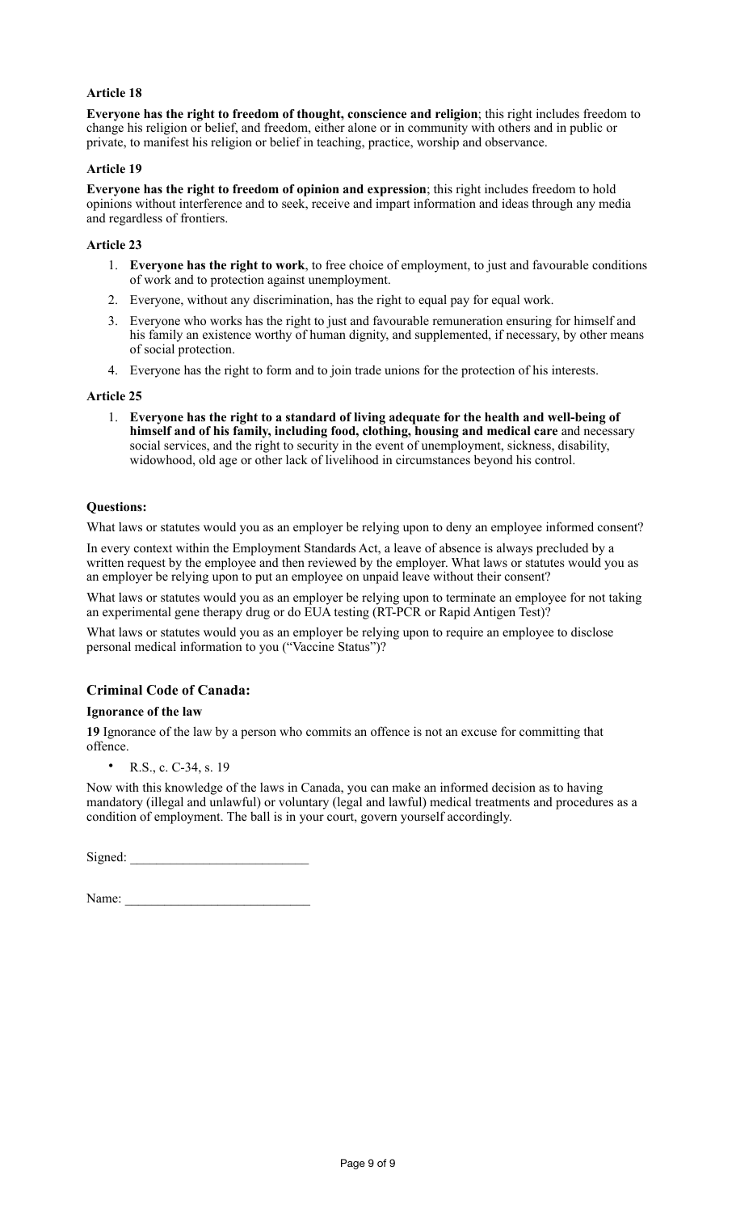**Article 18**

**Everyone has the right to freedom of thought, conscience and religion**; this right includes freedom to change his religion or belief, and freedom, either alone or in community with others and in public or private, to manifest his religion or belief in teaching, practice, worship and observance.

**Article 19**

**Everyone has the right to freedom of opinion and expression**; this right includes freedom to hold opinions without interference and to seek, receive and impart information and ideas through any media and regardless of frontiers.

**Article 23**

1. **Everyone has the right to work**, to free choice of employment, to just and favourable conditions of work and to protection against unemployment.
2. Everyone, without any discrimination, has the right to equal pay for equal work.
3. Everyone who works has the right to just and favourable remuneration ensuring for himself and his family an existence worthy of human dignity, and supplemented, if necessary, by other means of social protection.
4. Everyone has the right to form and to join trade unions for the protection of his interests.

**Article 25**

1. **Everyone has the right to a standard of living adequate for the health and well-being of himself and of his family, including food, clothing, housing and medical care** and necessary social services, and the right to security in the event of unemployment, sickness, disability, widowhood, old age or other lack of livelihood in circumstances beyond his control.

**Questions:**

What laws or statutes would you as an employer be relying upon to deny an employee informed consent?

In every context within the Employment Standards Act, a leave of absence is always precluded by a written request by the employee and then reviewed by the employer. What laws or statutes would you as an employer be relying upon to put an employee on unpaid leave without their consent?

What laws or statutes would you as an employer be relying upon to terminate an employee for not taking an experimental gene therapy drug or do EUA testing (RT-PCR or Rapid Antigen Test)?

What laws or statutes would you as an employer be relying upon to require an employee to disclose personal medical information to you ("Vaccine Status")?

### Criminal Code of Canada:

**Ignorance of the law**

**19** Ignorance of the law by a person who commits an offence is not an excuse for committing that offence.

- R.S., c. C-34, s. 19

Now with this knowledge of the laws in Canada, you can make an informed decision as to having mandatory (illegal and unlawful) or voluntary (legal and lawful) medical treatments and procedures as a condition of employment. The ball is in your court, govern yourself accordingly.

Signed: ___________________________

Name: ____________________________